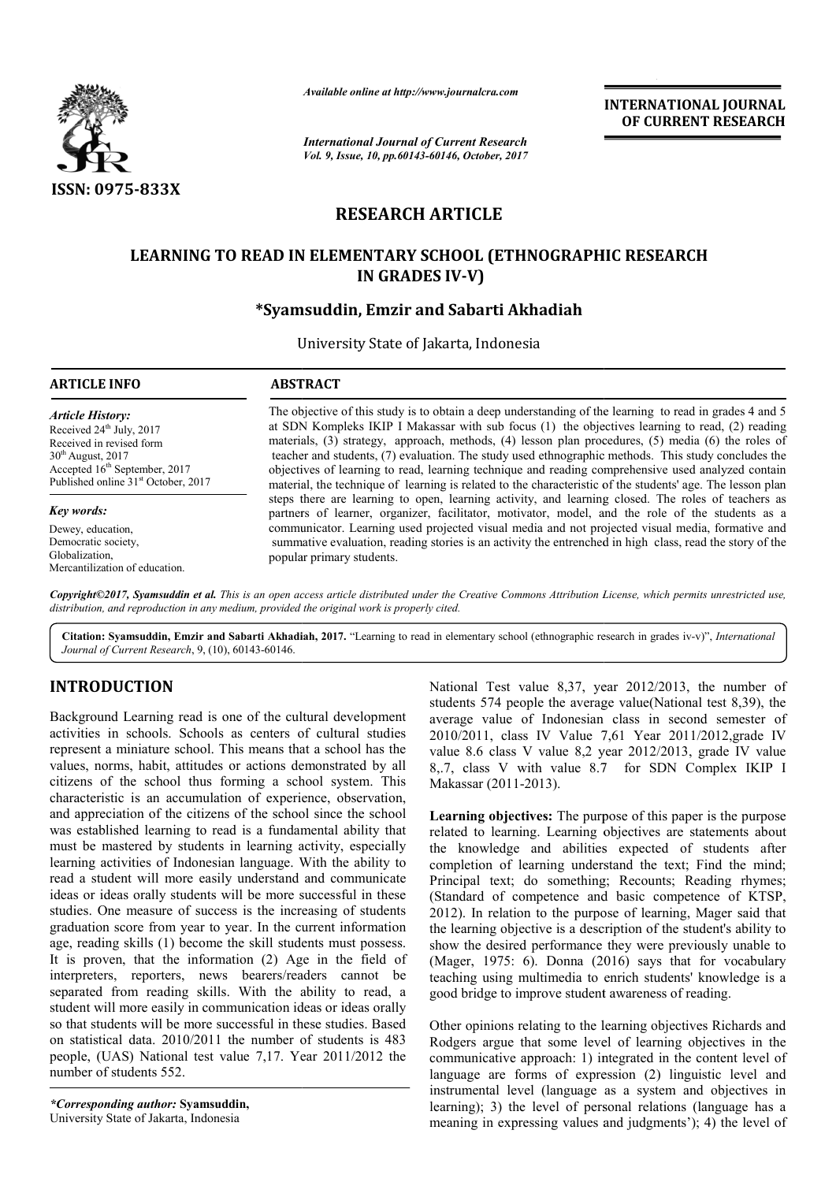*Available online at http://www.journalcra.com*

*International Journal of Current Research*
*Vol. 9, Issue, 10, pp.60143-60146, October, 2017*

**INTERNATIONAL JOURNAL OF CURRENT RESEARCH**

**ISSN: 0975-833X**

# RESEARCH ARTICLE

## LEARNING TO READ IN ELEMENTARY SCHOOL (ETHNOGRAPHIC RESEARCH IN GRADES IV-V)

**\*Syamsuddin, Emzir and Sabarti Akhadiah**

University State of Jakarta, Indonesia

**ARTICLE INFO**

*Article History:*
Received 24th July, 2017
Received in revised form
30th August, 2017
Accepted 16th September, 2017
Published online 31st October, 2017

*Key words:*
Dewey, education,
Democratic society,
Globalization,
Mercantilization of education.

**ABSTRACT**

The objective of this study is to obtain a deep understanding of the learning to read in grades 4 and 5 at SDN Kompleks IKIP I Makassar with sub focus (1) the objectives learning to read, (2) reading materials, (3) strategy, approach, methods, (4) lesson plan procedures, (5) media (6) the roles of teacher and students, (7) evaluation. The study used ethnographic methods. This study concludes the objectives of learning to read, learning technique and reading comprehensive used analyzed contain material, the technique of learning is related to the characteristic of the students' age. The lesson plan steps there are learning to open, learning activity, and learning closed. The roles of teachers as partners of learner, organizer, facilitator, motivator, model, and the role of the students as a communicator. Learning used projected visual media and not projected visual media, formative and summative evaluation, reading stories is an activity the entrenched in high class, read the story of the popular primary students.

*Copyright©2017, Syamsuddin et al. This is an open access article distributed under the Creative Commons Attribution License, which permits unrestricted use, distribution, and reproduction in any medium, provided the original work is properly cited.*

**Citation: Syamsuddin, Emzir and Sabarti Akhadiah, 2017.** "Learning to read in elementary school (ethnographic research in grades iv-v)", *International Journal of Current Research*, 9, (10), 60143-60146.

## INTRODUCTION

Background Learning read is one of the cultural development activities in schools. Schools as centers of cultural studies represent a miniature school. This means that a school has the values, norms, habit, attitudes or actions demonstrated by all citizens of the school thus forming a school system. This characteristic is an accumulation of experience, observation, and appreciation of the citizens of the school since the school was established learning to read is a fundamental ability that must be mastered by students in learning activity, especially learning activities of Indonesian language. With the ability to read a student will more easily understand and communicate ideas or ideas orally students will be more successful in these studies. One measure of success is the increasing of students graduation score from year to year. In the current information age, reading skills (1) become the skill students must possess. It is proven, that the information (2) Age in the field of interpreters, reporters, news bearers/readers cannot be separated from reading skills. With the ability to read, a student will more easily in communication ideas or ideas orally so that students will be more successful in these studies. Based on statistical data. 2010/2011 the number of students is 483 people, (UAS) National test value 7,17. Year 2011/2012 the number of students 552. National Test value 8,37, year 2012/2013, the number of students 574 people the average value(National test 8,39), the average value of Indonesian class in second semester of 2010/2011, class IV Value 7,61 Year 2011/2012,grade IV value 8.6 class V value 8,2 year 2012/2013, grade IV value 8,.7, class V with value 8.7 for SDN Complex IKIP I Makassar (2011-2013).

**Learning objectives:** The purpose of this paper is the purpose related to learning. Learning objectives are statements about the knowledge and abilities expected of students after completion of learning understand the text; Find the mind; Principal text; do something; Recounts; Reading rhymes; (Standard of competence and basic competence of KTSP, 2012). In relation to the purpose of learning, Mager said that the learning objective is a description of the student's ability to show the desired performance they were previously unable to (Mager, 1975: 6). Donna (2016) says that for vocabulary teaching using multimedia to enrich students' knowledge is a good bridge to improve student awareness of reading.

Other opinions relating to the learning objectives Richards and Rodgers argue that some level of learning objectives in the communicative approach: 1) integrated in the content level of language are forms of expression (2) linguistic level and instrumental level (language as a system and objectives in learning); 3) the level of personal relations (language has a meaning in expressing values and judgments'); 4) the level of

*\*Corresponding author:* **Syamsuddin,**
University State of Jakarta, Indonesia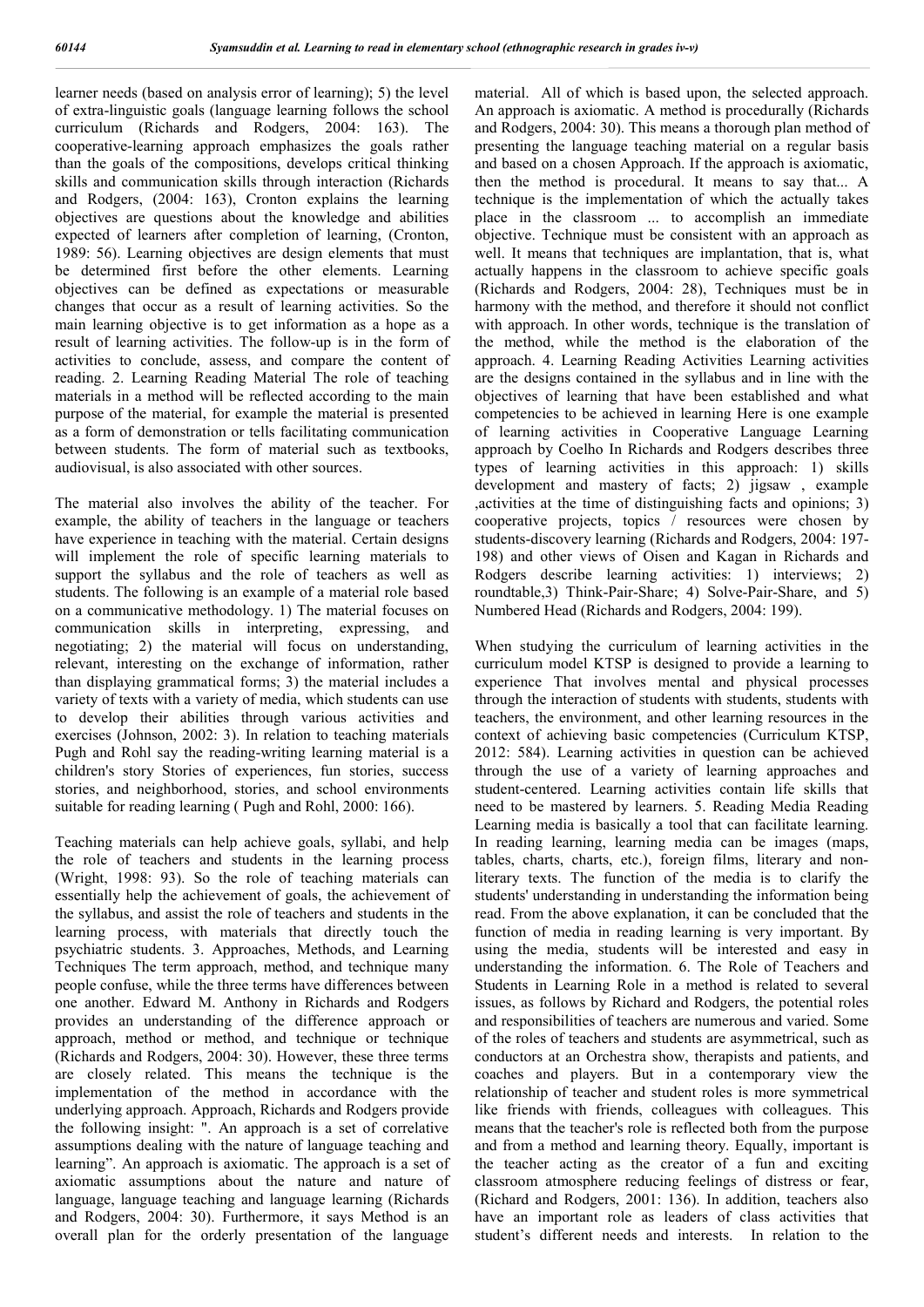learner needs (based on analysis error of learning); 5) the level of extra-linguistic goals (language learning follows the school curriculum (Richards and Rodgers, 2004: 163). The cooperative-learning approach emphasizes the goals rather than the goals of the compositions, develops critical thinking skills and communication skills through interaction (Richards and Rodgers, (2004: 163), Cronton explains the learning objectives are questions about the knowledge and abilities expected of learners after completion of learning, (Cronton, 1989: 56). Learning objectives are design elements that must be determined first before the other elements. Learning objectives can be defined as expectations or measurable changes that occur as a result of learning activities. So the main learning objective is to get information as a hope as a result of learning activities. The follow-up is in the form of activities to conclude, assess, and compare the content of reading. 2. Learning Reading Material The role of teaching materials in a method will be reflected according to the main purpose of the material, for example the material is presented as a form of demonstration or tells facilitating communication between students. The form of material such as textbooks, audiovisual, is also associated with other sources.

The material also involves the ability of the teacher. For example, the ability of teachers in the language or teachers have experience in teaching with the material. Certain designs will implement the role of specific learning materials to support the syllabus and the role of teachers as well as students. The following is an example of a material role based on a communicative methodology. 1) The material focuses on communication skills in interpreting, expressing, and negotiating; 2) the material will focus on understanding, relevant, interesting on the exchange of information, rather than displaying grammatical forms; 3) the material includes a variety of texts with a variety of media, which students can use to develop their abilities through various activities and exercises (Johnson, 2002: 3). In relation to teaching materials Pugh and Rohl say the reading-writing learning material is a children's story Stories of experiences, fun stories, success stories, and neighborhood, stories, and school environments suitable for reading learning ( Pugh and Rohl, 2000: 166).

Teaching materials can help achieve goals, syllabi, and help the role of teachers and students in the learning process (Wright, 1998: 93). So the role of teaching materials can essentially help the achievement of goals, the achievement of the syllabus, and assist the role of teachers and students in the learning process, with materials that directly touch the psychiatric students. 3. Approaches, Methods, and Learning Techniques The term approach, method, and technique many people confuse, while the three terms have differences between one another. Edward M. Anthony in Richards and Rodgers provides an understanding of the difference approach or approach, method or method, and technique or technique (Richards and Rodgers, 2004: 30). However, these three terms are closely related. This means the technique is the implementation of the method in accordance with the underlying approach. Approach, Richards and Rodgers provide the following insight: ". An approach is a set of correlative assumptions dealing with the nature of language teaching and learning". An approach is axiomatic. The approach is a set of axiomatic assumptions about the nature and nature of language, language teaching and language learning (Richards and Rodgers, 2004: 30). Furthermore, it says Method is an overall plan for the orderly presentation of the language material. All of which is based upon, the selected approach. An approach is axiomatic. A method is procedurally (Richards and Rodgers, 2004: 30). This means a thorough plan method of presenting the language teaching material on a regular basis and based on a chosen Approach. If the approach is axiomatic, then the method is procedural. It means to say that... A technique is the implementation of which the actually takes place in the classroom ... to accomplish an immediate objective. Technique must be consistent with an approach as well. It means that techniques are implantation, that is, what actually happens in the classroom to achieve specific goals (Richards and Rodgers, 2004: 28), Techniques must be in harmony with the method, and therefore it should not conflict with approach. In other words, technique is the translation of the method, while the method is the elaboration of the approach. 4. Learning Reading Activities Learning activities are the designs contained in the syllabus and in line with the objectives of learning that have been established and what competencies to be achieved in learning Here is one example of learning activities in Cooperative Language Learning approach by Coelho In Richards and Rodgers describes three types of learning activities in this approach: 1) skills development and mastery of facts; 2) jigsaw , example ,activities at the time of distinguishing facts and opinions; 3) cooperative projects, topics / resources were chosen by students-discovery learning (Richards and Rodgers, 2004: 197-198) and other views of Oisen and Kagan in Richards and Rodgers describe learning activities: 1) interviews; 2) roundtable,3) Think-Pair-Share; 4) Solve-Pair-Share, and 5) Numbered Head (Richards and Rodgers, 2004: 199).

When studying the curriculum of learning activities in the curriculum model KTSP is designed to provide a learning to experience That involves mental and physical processes through the interaction of students with students, students with teachers, the environment, and other learning resources in the context of achieving basic competencies (Curriculum KTSP, 2012: 584). Learning activities in question can be achieved through the use of a variety of learning approaches and student-centered. Learning activities contain life skills that need to be mastered by learners. 5. Reading Media Reading Learning media is basically a tool that can facilitate learning. In reading learning, learning media can be images (maps, tables, charts, charts, etc.), foreign films, literary and non-literary texts. The function of the media is to clarify the students' understanding in understanding the information being read. From the above explanation, it can be concluded that the function of media in reading learning is very important. By using the media, students will be interested and easy in understanding the information. 6. The Role of Teachers and Students in Learning Role in a method is related to several issues, as follows by Richard and Rodgers, the potential roles and responsibilities of teachers are numerous and varied. Some of the roles of teachers and students are asymmetrical, such as conductors at an Orchestra show, therapists and patients, and coaches and players. But in a contemporary view the relationship of teacher and student roles is more symmetrical like friends with friends, colleagues with colleagues. This means that the teacher's role is reflected both from the purpose and from a method and learning theory. Equally, important is the teacher acting as the creator of a fun and exciting classroom atmosphere reducing feelings of distress or fear, (Richard and Rodgers, 2001: 136). In addition, teachers also have an important role as leaders of class activities that student's different needs and interests. In relation to the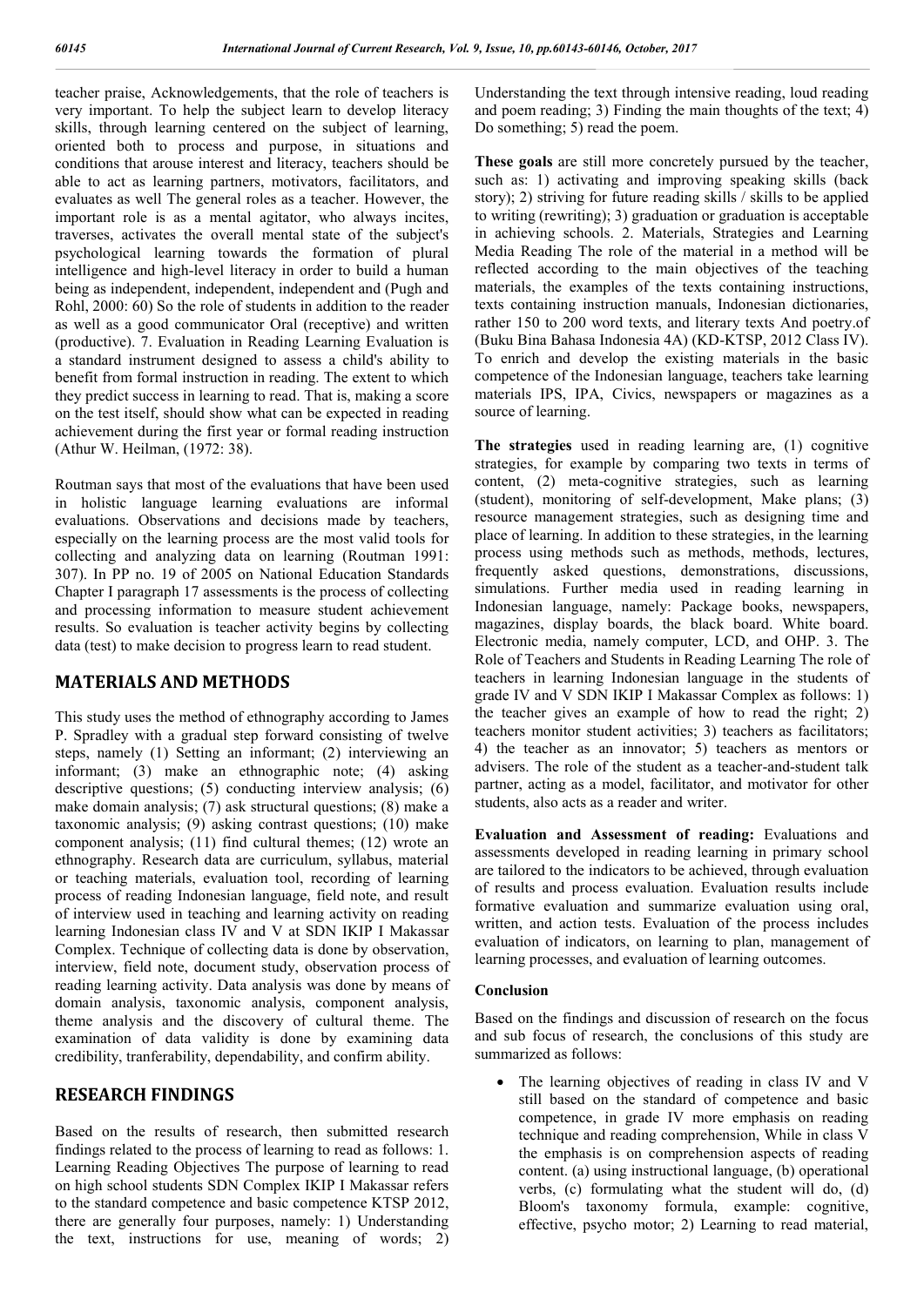teacher praise, Acknowledgements, that the role of teachers is very important. To help the subject learn to develop literacy skills, through learning centered on the subject of learning, oriented both to process and purpose, in situations and conditions that arouse interest and literacy, teachers should be able to act as learning partners, motivators, facilitators, and evaluates as well The general roles as a teacher. However, the important role is as a mental agitator, who always incites, traverses, activates the overall mental state of the subject's psychological learning towards the formation of plural intelligence and high-level literacy in order to build a human being as independent, independent, independent and (Pugh and Rohl, 2000: 60) So the role of students in addition to the reader as well as a good communicator Oral (receptive) and written (productive). 7. Evaluation in Reading Learning Evaluation is a standard instrument designed to assess a child's ability to benefit from formal instruction in reading. The extent to which they predict success in learning to read. That is, making a score on the test itself, should show what can be expected in reading achievement during the first year or formal reading instruction (Athur W. Heilman, (1972: 38).

Routman says that most of the evaluations that have been used in holistic language learning evaluations are informal evaluations. Observations and decisions made by teachers, especially on the learning process are the most valid tools for collecting and analyzing data on learning (Routman 1991: 307). In PP no. 19 of 2005 on National Education Standards Chapter I paragraph 17 assessments is the process of collecting and processing information to measure student achievement results. So evaluation is teacher activity begins by collecting data (test) to make decision to progress learn to read student.

## MATERIALS AND METHODS

This study uses the method of ethnography according to James P. Spradley with a gradual step forward consisting of twelve steps, namely (1) Setting an informant; (2) interviewing an informant; (3) make an ethnographic note; (4) asking descriptive questions; (5) conducting interview analysis; (6) make domain analysis; (7) ask structural questions; (8) make a taxonomic analysis; (9) asking contrast questions; (10) make component analysis; (11) find cultural themes; (12) wrote an ethnography. Research data are curriculum, syllabus, material or teaching materials, evaluation tool, recording of learning process of reading Indonesian language, field note, and result of interview used in teaching and learning activity on reading learning Indonesian class IV and V at SDN IKIP I Makassar Complex. Technique of collecting data is done by observation, interview, field note, document study, observation process of reading learning activity. Data analysis was done by means of domain analysis, taxonomic analysis, component analysis, theme analysis and the discovery of cultural theme. The examination of data validity is done by examining data credibility, tranferability, dependability, and confirm ability.

## RESEARCH FINDINGS

Based on the results of research, then submitted research findings related to the process of learning to read as follows: 1. Learning Reading Objectives The purpose of learning to read on high school students SDN Complex IKIP I Makassar refers to the standard competence and basic competence KTSP 2012, there are generally four purposes, namely: 1) Understanding the text, instructions for use, meaning of words; 2) Understanding the text through intensive reading, loud reading and poem reading; 3) Finding the main thoughts of the text; 4) Do something; 5) read the poem.

**These goals** are still more concretely pursued by the teacher, such as: 1) activating and improving speaking skills (back story); 2) striving for future reading skills / skills to be applied to writing (rewriting); 3) graduation or graduation is acceptable in achieving schools. 2. Materials, Strategies and Learning Media Reading The role of the material in a method will be reflected according to the main objectives of the teaching materials, the examples of the texts containing instructions, texts containing instruction manuals, Indonesian dictionaries, rather 150 to 200 word texts, and literary texts And poetry.of (Buku Bina Bahasa Indonesia 4A) (KD-KTSP, 2012 Class IV). To enrich and develop the existing materials in the basic competence of the Indonesian language, teachers take learning materials IPS, IPA, Civics, newspapers or magazines as a source of learning.

**The strategies** used in reading learning are, (1) cognitive strategies, for example by comparing two texts in terms of content, (2) meta-cognitive strategies, such as learning (student), monitoring of self-development, Make plans; (3) resource management strategies, such as designing time and place of learning. In addition to these strategies, in the learning process using methods such as methods, methods, lectures, frequently asked questions, demonstrations, discussions, simulations. Further media used in reading learning in Indonesian language, namely: Package books, newspapers, magazines, display boards, the black board. White board. Electronic media, namely computer, LCD, and OHP. 3. The Role of Teachers and Students in Reading Learning The role of teachers in learning Indonesian language in the students of grade IV and V SDN IKIP I Makassar Complex as follows: 1) the teacher gives an example of how to read the right; 2) teachers monitor student activities; 3) teachers as facilitators; 4) the teacher as an innovator; 5) teachers as mentors or advisers. The role of the student as a teacher-and-student talk partner, acting as a model, facilitator, and motivator for other students, also acts as a reader and writer.

**Evaluation and Assessment of reading:** Evaluations and assessments developed in reading learning in primary school are tailored to the indicators to be achieved, through evaluation of results and process evaluation. Evaluation results include formative evaluation and summarize evaluation using oral, written, and action tests. Evaluation of the process includes evaluation of indicators, on learning to plan, management of learning processes, and evaluation of learning outcomes.

### Conclusion

Based on the findings and discussion of research on the focus and sub focus of research, the conclusions of this study are summarized as follows:

- The learning objectives of reading in class IV and V still based on the standard of competence and basic competence, in grade IV more emphasis on reading technique and reading comprehension, While in class V the emphasis is on comprehension aspects of reading content. (a) using instructional language, (b) operational verbs, (c) formulating what the student will do, (d) Bloom's taxonomy formula, example: cognitive, effective, psycho motor; 2) Learning to read material,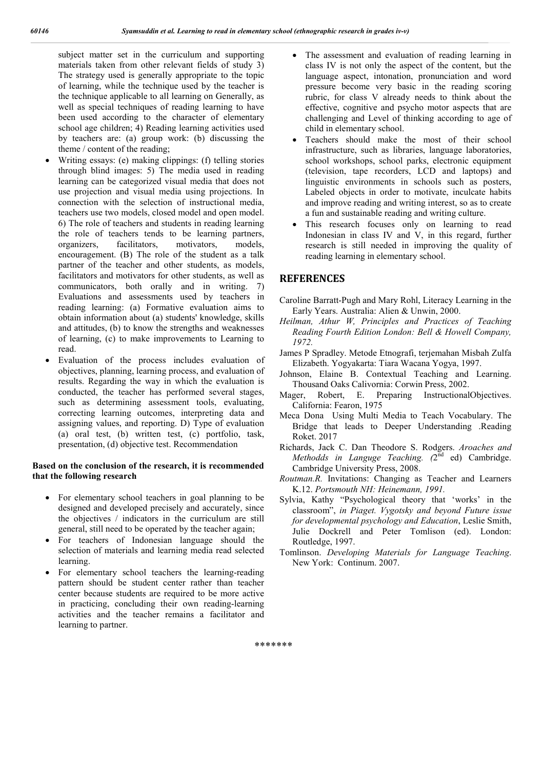subject matter set in the curriculum and supporting materials taken from other relevant fields of study 3) The strategy used is generally appropriate to the topic of learning, while the technique used by the teacher is the technique applicable to all learning on Generally, as well as special techniques of reading learning to have been used according to the character of elementary school age children; 4) Reading learning activities used by teachers are: (a) group work: (b) discussing the theme / content of the reading;

- Writing essays: (e) making clippings: (f) telling stories through blind images: 5) The media used in reading learning can be categorized visual media that does not use projection and visual media using projections. In connection with the selection of instructional media, teachers use two models, closed model and open model. 6) The role of teachers and students in reading learning the role of teachers tends to be learning partners, organizers, facilitators, motivators, models, encouragement. (B) The role of the student as a talk partner of the teacher and other students, as models, facilitators and motivators for other students, as well as communicators, both orally and in writing. 7) Evaluations and assessments used by teachers in reading learning: (a) Formative evaluation aims to obtain information about (a) students' knowledge, skills and attitudes, (b) to know the strengths and weaknesses of learning, (c) to make improvements to Learning to read.
- Evaluation of the process includes evaluation of objectives, planning, learning process, and evaluation of results. Regarding the way in which the evaluation is conducted, the teacher has performed several stages, such as determining assessment tools, evaluating, correcting learning outcomes, interpreting data and assigning values, and reporting. D) Type of evaluation (a) oral test, (b) written test, (c) portfolio, task, presentation, (d) objective test. Recommendation

**Based on the conclusion of the research, it is recommended that the following research**

- For elementary school teachers in goal planning to be designed and developed precisely and accurately, since the objectives / indicators in the curriculum are still general, still need to be operated by the teacher again;
- For teachers of Indonesian language should the selection of materials and learning media read selected learning.
- For elementary school teachers the learning-reading pattern should be student center rather than teacher center because students are required to be more active in practicing, concluding their own reading-learning activities and the teacher remains a facilitator and learning to partner.
- The assessment and evaluation of reading learning in class IV is not only the aspect of the content, but the language aspect, intonation, pronunciation and word pressure become very basic in the reading scoring rubric, for class V already needs to think about the effective, cognitive and psycho motor aspects that are challenging and Level of thinking according to age of child in elementary school.
- Teachers should make the most of their school infrastructure, such as libraries, language laboratories, school workshops, school parks, electronic equipment (television, tape recorders, LCD and laptops) and linguistic environments in schools such as posters, Labeled objects in order to motivate, inculcate habits and improve reading and writing interest, so as to create a fun and sustainable reading and writing culture.
- This research focuses only on learning to read Indonesian in class IV and V, in this regard, further research is still needed in improving the quality of reading learning in elementary school.

## REFERENCES

Caroline Barratt-Pugh and Mary Rohl, Literacy Learning in the Early Years. Australia: Alien & Unwin, 2000.

*Heilman, Athur W, Principles and Practices of Teaching Reading Fourth Edition London: Bell & Howell Company, 1972.*

James P Spradley. Metode Etnografi, terjemahan Misbah Zulfa Elizabeth. Yogyakarta: Tiara Wacana Yogya, 1997.

Johnson, Elaine B. Contextual Teaching and Learning. Thousand Oaks Calivornia: Corwin Press, 2002.

Mager, Robert, E. Preparing InstructionalObjectives. California: Fearon, 1975

Meca Dona Using Multi Media to Teach Vocabulary. The Bridge that leads to Deeper Understanding .Reading Roket. 2017

Richards, Jack C. Dan Theodore S. Rodgers. *Aroaches and Methodds in Languge Teaching. (*2nd ed) Cambridge. Cambridge University Press, 2008.

*Routman.R.* Invitations: Changing as Teacher and Learners K.12. *Portsmouth NH: Heinemann, 1991.*

Sylvia, Kathy "Psychological theory that 'works' in the classroom", *in Piaget. Vygotsky and beyond Future issue for developmental psychology and Education*, Leslie Smith, Julie Dockrell and Peter Tomlison (ed). London: Routledge, 1997.

Tomlinson. *Developing Materials for Language Teaching*. New York: Continum. 2007.

*******